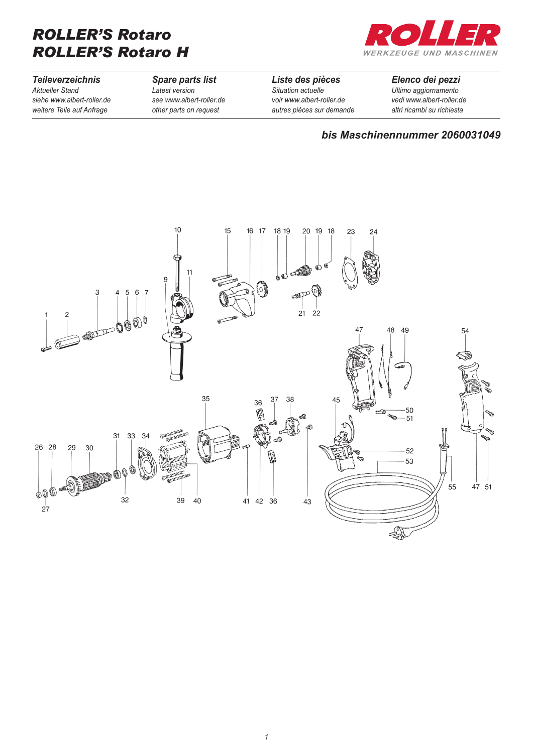# ROLLER'S Rotaro
# ROLLER'S Rotaro H

ROLLER
WERKZEUGE UND MASCHINEN

| *Teileverzeichnis* | *Spare parts list* | *Liste des pièces* | *Elenco dei pezzi* |
|---|---|---|---|
| *Aktueller Stand* | *Latest version* | *Situation actuelle* | *Ultimo aggiornamento* |
| *siehe www.albert-roller.de* | *see www.albert-roller.de* | *voir www.albert-roller.de* | *vedi www.albert-roller.de* |
| *weitere Teile auf Anfrage* | *other parts on request* | *autres pièces sur demande* | *altri ricambi su richiesta* |

***bis Maschinennummer 2060031049***

10 15 16 17 18 19 20 19 18 23 24

11 9 3 4 5 6 7 1 2 21 22

47 48 49 54

35 36 37 38 45 50 51

31 33 34 26 28 29 30 52 53

32 39 40 41 42 36 43 55 47 51 27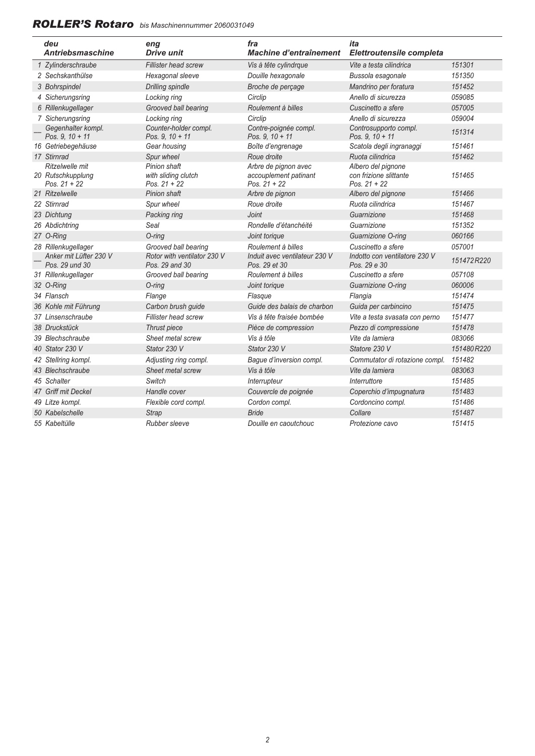## *ROLLER'S Rotaro* *bis Maschinennummer 2060031049*

| | deu Antriebsmaschine | eng Drive unit | fra Machine d'entraînement | ita Elettroutensile completa | |
|---|---|---|---|---|---|
| 1 | Zylinderschraube | Fillister head screw | Vis à tête cylindrque | Vite a testa cilindrica | 151301 |
| 2 | Sechskanthülse | Hexagonal sleeve | Douille hexagonale | Bussola esagonale | 151350 |
| 3 | Bohrspindel | Drilling spindle | Broche de perçage | Mandrino per foratura | 151452 |
| 4 | Sicherungsring | Locking ring | Circlip | Anello di sicurezza | 059085 |
| 6 | Rillenkugellager | Grooved ball bearing | Roulement à billes | Cuscinetto a sfere | 057005 |
| 7 | Sicherungsring | Locking ring | Circlip | Anello di sicurezza | 059004 |
| — | Gegenhalter kompl. Pos. 9, 10 + 11 | Counter-holder compl. Pos. 9, 10 + 11 | Contre-poignée compl. Pos. 9, 10 + 11 | Controsupporto compl. Pos. 9, 10 + 11 | 151314 |
| 16 | Getriebegehäuse | Gear housing | Boîte d'engrenage | Scatola degli ingranaggi | 151461 |
| 17 | Stirnrad | Spur wheel | Roue droite | Ruota cilindrica | 151462 |
| 20 | Ritzelwelle mit Rutschkupplung Pos. 21 + 22 | Pinion shaft with sliding clutch Pos. 21 + 22 | Arbre de pignon avec accouplement patinant Pos. 21 + 22 | Albero del pignone con frizione slittante Pos. 21 + 22 | 151465 |
| 21 | Ritzelwelle | Pinion shaft | Arbre de pignon | Albero del pignone | 151466 |
| 22 | Stirnrad | Spur wheel | Roue droite | Ruota cilindrica | 151467 |
| 23 | Dichtung | Packing ring | Joint | Guarnizione | 151468 |
| 26 | Abdichtring | Seal | Rondelle d'étanchéité | Guarnizione | 151352 |
| 27 | O-Ring | O-ring | Joint torique | Guarnizione O-ring | 060166 |
| 28 | Rillenkugellager | Grooved ball bearing | Roulement à billes | Cuscinetto a sfere | 057001 |
| — | Anker mit Lüfter 230 V Pos. 29 und 30 | Rotor with ventilator 230 V Pos. 29 and 30 | Induit avec ventilateur 230 V Pos. 29 et 30 | Indotto con ventilatore 230 V Pos. 29 e 30 | 151472 R220 |
| 31 | Rillenkugellager | Grooved ball bearing | Roulement à billes | Cuscinetto a sfere | 057108 |
| 32 | O-Ring | O-ring | Joint torique | Guarnizione O-ring | 060006 |
| 34 | Flansch | Flange | Flasque | Flangia | 151474 |
| 36 | Kohle mit Führung | Carbon brush guide | Guide des balais de charbon | Guida per carbincino | 151475 |
| 37 | Linsenschraube | Fillister head screw | Vis à tête fraisée bombée | Vite a testa svasata con perno | 151477 |
| 38 | Druckstück | Thrust piece | Pièce de compression | Pezzo di compressione | 151478 |
| 39 | Blechschraube | Sheet metal screw | Vis à tôle | Vite da lamiera | 083066 |
| 40 | Stator 230 V | Stator 230 V | Stator 230 V | Statore 230 V | 151480 R220 |
| 42 | Stellring kompl. | Adjusting ring compl. | Bague d'inversion compl. | Commutator di rotazione compl. | 151482 |
| 43 | Blechschraube | Sheet metal screw | Vis à tôle | Vite da lamiera | 083063 |
| 45 | Schalter | Switch | Interrupteur | Interruttore | 151485 |
| 47 | Griff mit Deckel | Handle cover | Couvercle de poignée | Coperchio d'impugnatura | 151483 |
| 49 | Litze kompl. | Flexible cord compl. | Cordon compl. | Cordoncino compl. | 151486 |
| 50 | Kabelschelle | Strap | Bride | Collare | 151487 |
| 55 | Kabeltülle | Rubber sleeve | Douille en caoutchouc | Protezione cavo | 151415 |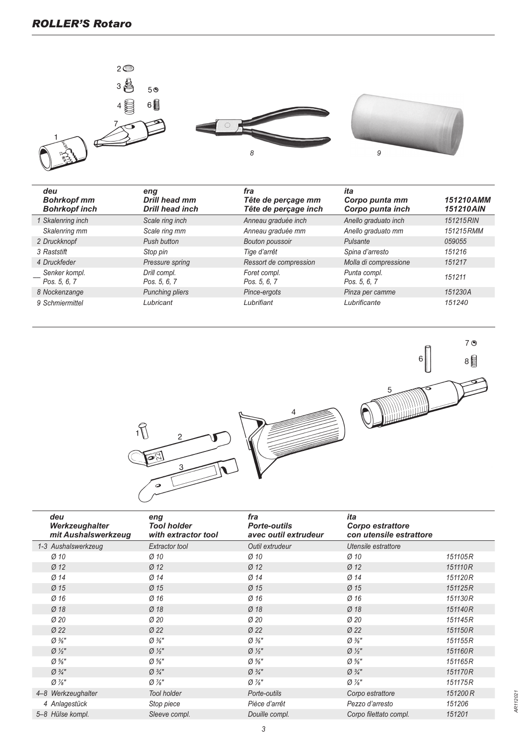# ROLLER'S Rotaro

2
3
4
5
6
7
1
8
9

| deu<br>**Bohrkopf mm**<br>**Bohrkopf inch** | eng<br>**Drill head mm**<br>**Drill head inch** | fra<br>**Tête de perçage mm**<br>**Tête de perçage inch** | ita<br>**Corpo punta mm**<br>**Corpo punta inch** | **151210AMM**<br>**151210AIN** |
|---|---|---|---|---|
| 1 Skalenring inch | Scale ring inch | Anneau graduée inch | Anello graduato inch | 151215RIN |
| Skalenring mm | Scale ring mm | Anneau graduée mm | Anello graduato mm | 151215RMM |
| 2 Druckknopf | Push button | Bouton poussoir | Pulsante | 059055 |
| 3 Raststift | Stop pin | Tige d'arrêt | Spina d'arresto | 151216 |
| 4 Druckfeder | Pressure spring | Ressort de compression | Molla di compressione | 151217 |
| — Senker kompl. Pos. 5, 6, 7 | Drill compl. Pos. 5, 6, 7 | Foret compl. Pos. 5, 6, 7 | Punta compl. Pos. 5, 6, 7 | 151211 |
| 8 Nockenzange | Punching pliers | Pince-ergots | Pinza per camme | 151230A |
| 9 Schmiermittel | Lubricant | Lubrifiant | Lubrificante | 151240 |

7
6
8
5
4
1
2
3

| deu<br>**Werkzeughalter mit Aushalswerkzeug** | eng<br>**Tool holder with extractor tool** | fra<br>**Porte-outils avec outil extrudeur** | ita<br>**Corpo estrattore con utensile estrattore** | |
|---|---|---|---|---|
| 1-3 Aushalswerkzeug | Extractor tool | Outil extrudeur | Utensile estrattore | |
| Ø 10 | Ø 10 | Ø 10 | Ø 10 | 151105R |
| Ø 12 | Ø 12 | Ø 12 | Ø 12 | 151110R |
| Ø 14 | Ø 14 | Ø 14 | Ø 14 | 151120R |
| Ø 15 | Ø 15 | Ø 15 | Ø 15 | 151125R |
| Ø 16 | Ø 16 | Ø 16 | Ø 16 | 151130R |
| Ø 18 | Ø 18 | Ø 18 | Ø 18 | 151140R |
| Ø 20 | Ø 20 | Ø 20 | Ø 20 | 151145R |
| Ø 22 | Ø 22 | Ø 22 | Ø 22 | 151150R |
| Ø ⅜" | Ø ⅜" | Ø ⅜" | Ø ⅜" | 151155R |
| Ø ½" | Ø ½" | Ø ½" | Ø ½" | 151160R |
| Ø ⅝" | Ø ⅝" | Ø ⅝" | Ø ⅝" | 151165R |
| Ø ¾" | Ø ¾" | Ø ¾" | Ø ¾" | 151170R |
| Ø ⅞" | Ø ⅞" | Ø ⅞" | Ø ⅞" | 151175R |
| 4–8 Werkzeughalter | Tool holder | Porte-outils | Corpo estrattore | 151200 R |
| 4 Anlagestück | Stop piece | Pièce d'arrêt | Pezzo d'arresto | 151206 |
| 5–8 Hülse kompl. | Sleeve compl. | Douille compl. | Corpo filettato compl. | 151201 |

AR112021